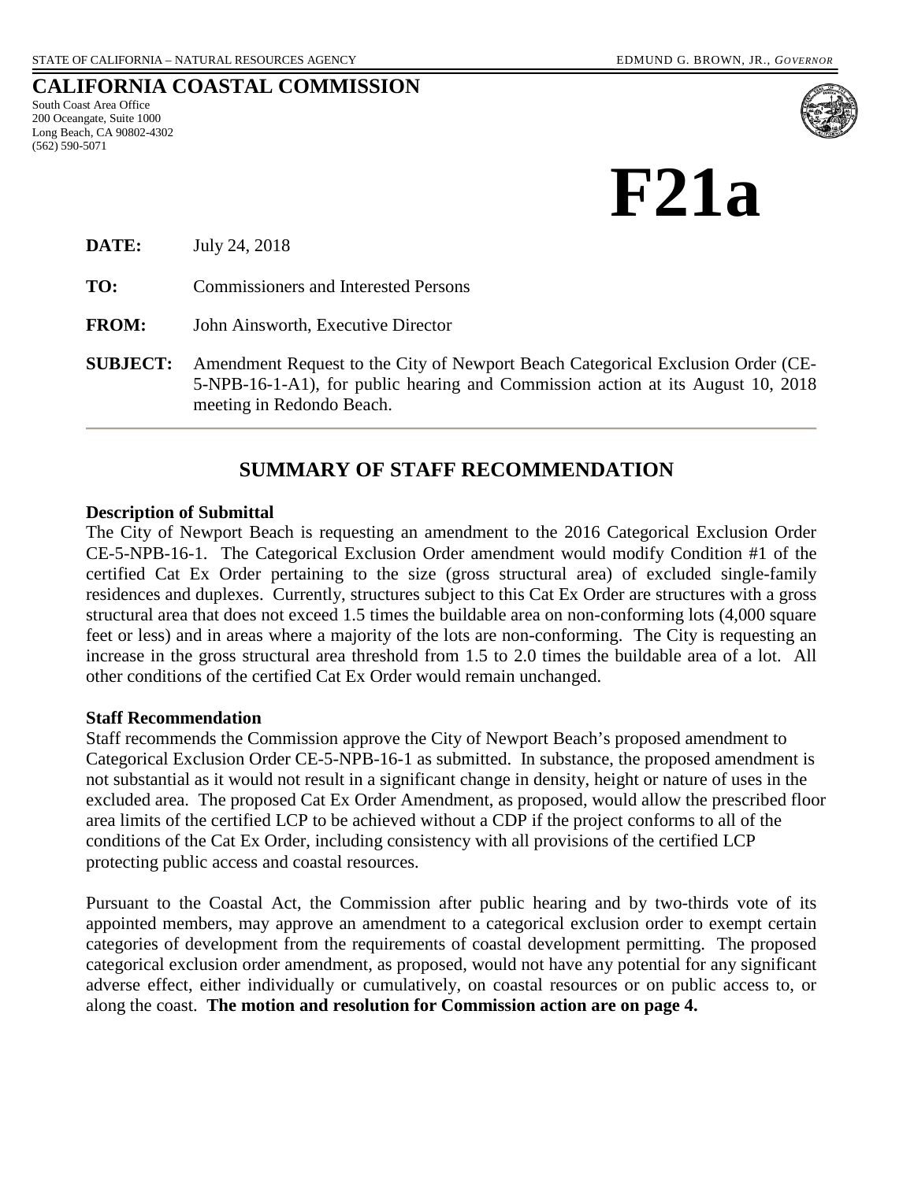STATE OF CALIFORNIA – NATURAL RESOURCES AGENCY EDMUND G. BROWN, JR., *GOVERNOR*

# CALIFORNIA COASTAL COMMISSION

South Coast Area Office
200 Oceangate, Suite 1000
Long Beach, CA 90802-4302
(562) 590-5071

# F21a

**DATE:** July 24, 2018

**TO:** Commissioners and Interested Persons

**FROM:** John Ainsworth, Executive Director

**SUBJECT:** Amendment Request to the City of Newport Beach Categorical Exclusion Order (CE-5-NPB-16-1-A1), for public hearing and Commission action at its August 10, 2018 meeting in Redondo Beach.

---

## SUMMARY OF STAFF RECOMMENDATION

**Description of Submittal**

The City of Newport Beach is requesting an amendment to the 2016 Categorical Exclusion Order CE-5-NPB-16-1. The Categorical Exclusion Order amendment would modify Condition #1 of the certified Cat Ex Order pertaining to the size (gross structural area) of excluded single-family residences and duplexes. Currently, structures subject to this Cat Ex Order are structures with a gross structural area that does not exceed 1.5 times the buildable area on non-conforming lots (4,000 square feet or less) and in areas where a majority of the lots are non-conforming. The City is requesting an increase in the gross structural area threshold from 1.5 to 2.0 times the buildable area of a lot. All other conditions of the certified Cat Ex Order would remain unchanged.

**Staff Recommendation**

Staff recommends the Commission approve the City of Newport Beach's proposed amendment to Categorical Exclusion Order CE-5-NPB-16-1 as submitted. In substance, the proposed amendment is not substantial as it would not result in a significant change in density, height or nature of uses in the excluded area. The proposed Cat Ex Order Amendment, as proposed, would allow the prescribed floor area limits of the certified LCP to be achieved without a CDP if the project conforms to all of the conditions of the Cat Ex Order, including consistency with all provisions of the certified LCP protecting public access and coastal resources.

Pursuant to the Coastal Act, the Commission after public hearing and by two-thirds vote of its appointed members, may approve an amendment to a categorical exclusion order to exempt certain categories of development from the requirements of coastal development permitting. The proposed categorical exclusion order amendment, as proposed, would not have any potential for any significant adverse effect, either individually or cumulatively, on coastal resources or on public access to, or along the coast. **The motion and resolution for Commission action are on page 4.**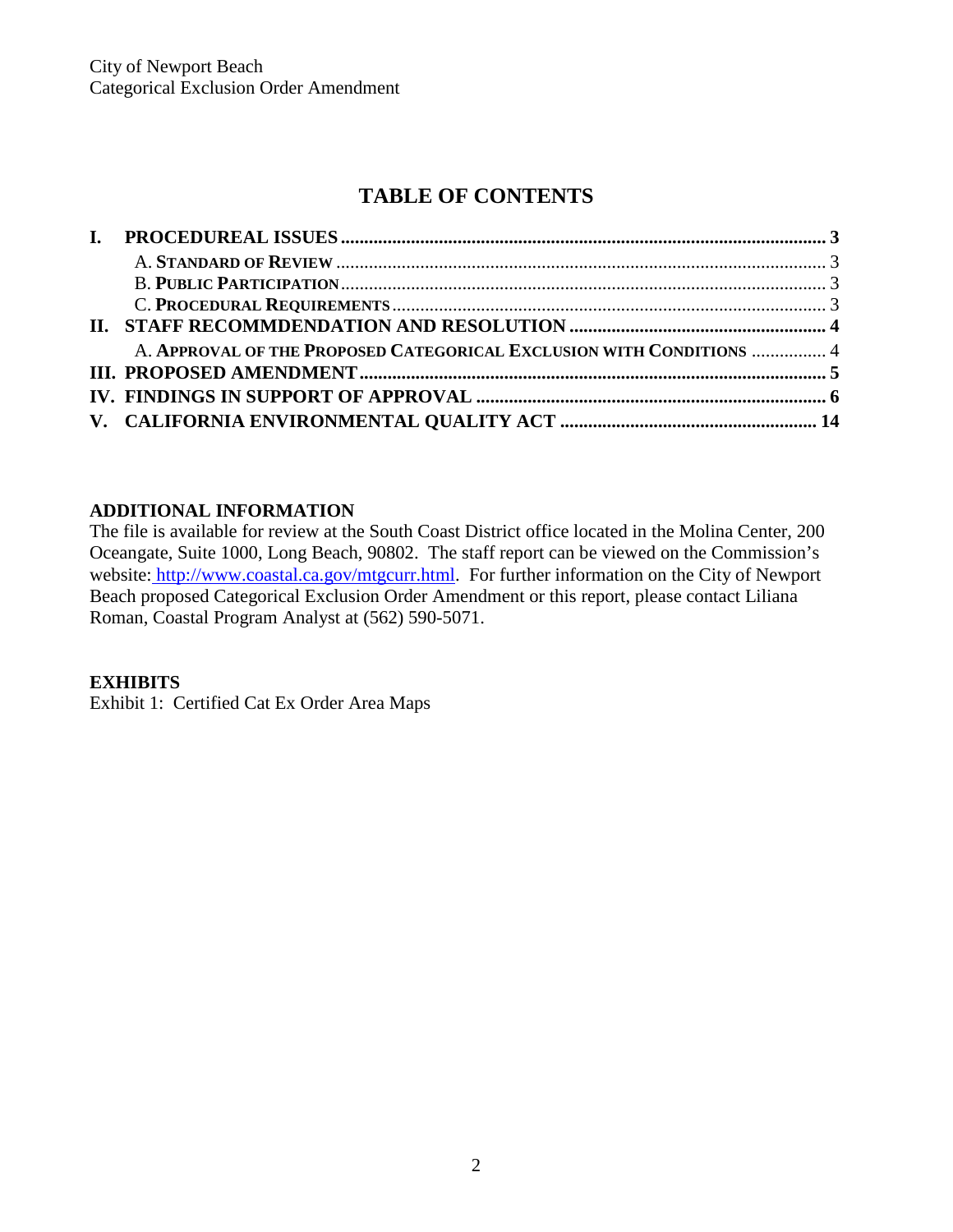City of Newport Beach
Categorical Exclusion Order Amendment

# TABLE OF CONTENTS

**I. PROCEDUREAL ISSUES** ........ **3**
- A. **Standard of Review** ........ 3
- B. **Public Participation** ........ 3
- C. **Procedural Requirements** ........ 3

**II. STAFF RECOMMDENDATION AND RESOLUTION** ........ **4**
- A. **Approval of the Proposed Categorical Exclusion with Conditions** ........ 4

**III. PROPOSED AMENDMENT** ........ **5**

**IV. FINDINGS IN SUPPORT OF APPROVAL** ........ **6**

**V. CALIFORNIA ENVIRONMENTAL QUALITY ACT** ........ **14**

**ADDITIONAL INFORMATION**

The file is available for review at the South Coast District office located in the Molina Center, 200 Oceangate, Suite 1000, Long Beach, 90802. The staff report can be viewed on the Commission's website: http://www.coastal.ca.gov/mtgcurr.html. For further information on the City of Newport Beach proposed Categorical Exclusion Order Amendment or this report, please contact Liliana Roman, Coastal Program Analyst at (562) 590-5071.

**EXHIBITS**

Exhibit 1: Certified Cat Ex Order Area Maps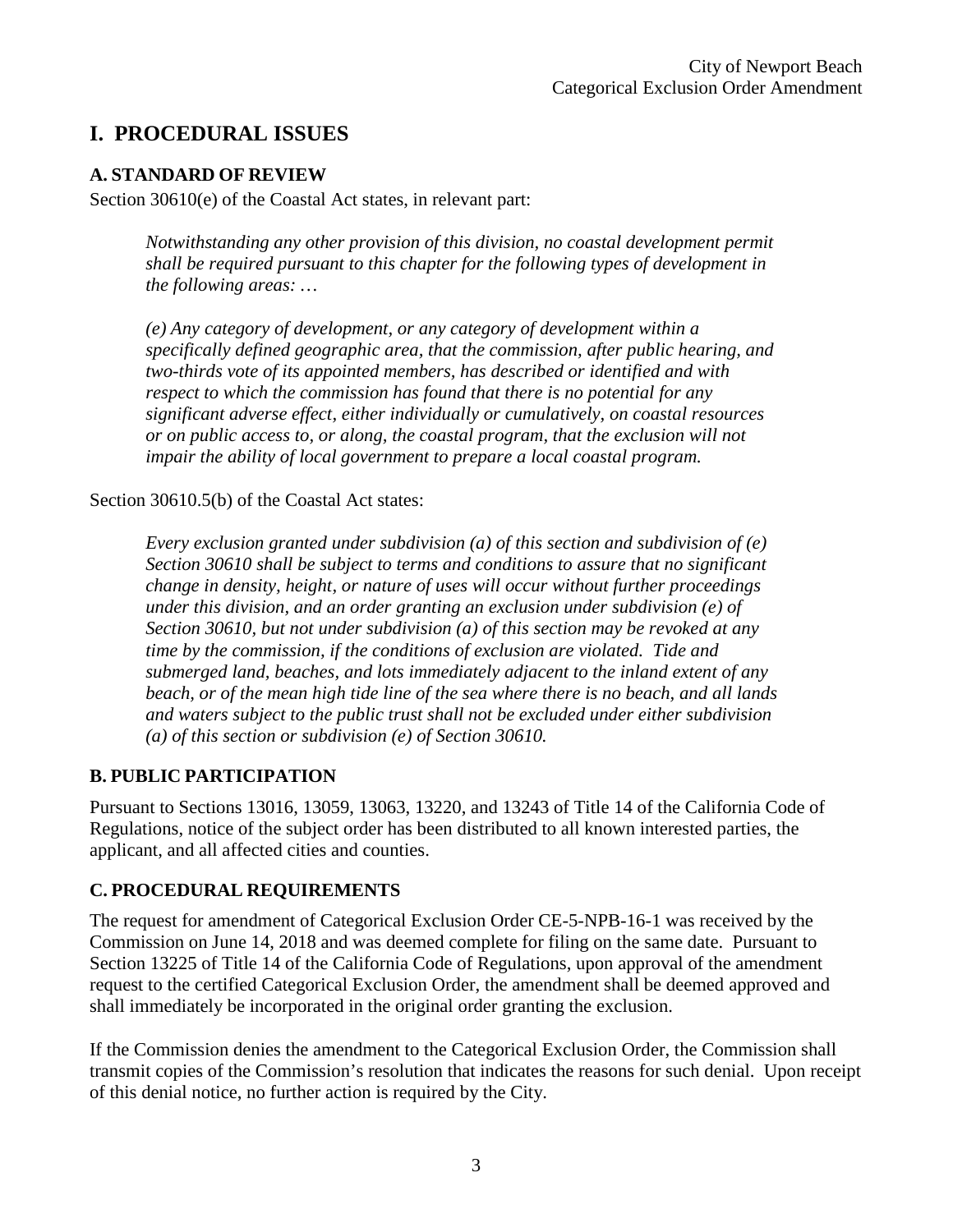# I. PROCEDURAL ISSUES

## A. STANDARD OF REVIEW

Section 30610(e) of the Coastal Act states, in relevant part:

> *Notwithstanding any other provision of this division, no coastal development permit shall be required pursuant to this chapter for the following types of development in the following areas: …*
>
> *(e) Any category of development, or any category of development within a specifically defined geographic area, that the commission, after public hearing, and two-thirds vote of its appointed members, has described or identified and with respect to which the commission has found that there is no potential for any significant adverse effect, either individually or cumulatively, on coastal resources or on public access to, or along, the coastal program, that the exclusion will not impair the ability of local government to prepare a local coastal program.*

Section 30610.5(b) of the Coastal Act states:

> *Every exclusion granted under subdivision (a) of this section and subdivision of (e) Section 30610 shall be subject to terms and conditions to assure that no significant change in density, height, or nature of uses will occur without further proceedings under this division, and an order granting an exclusion under subdivision (e) of Section 30610, but not under subdivision (a) of this section may be revoked at any time by the commission, if the conditions of exclusion are violated. Tide and submerged land, beaches, and lots immediately adjacent to the inland extent of any beach, or of the mean high tide line of the sea where there is no beach, and all lands and waters subject to the public trust shall not be excluded under either subdivision (a) of this section or subdivision (e) of Section 30610.*

## B. PUBLIC PARTICIPATION

Pursuant to Sections 13016, 13059, 13063, 13220, and 13243 of Title 14 of the California Code of Regulations, notice of the subject order has been distributed to all known interested parties, the applicant, and all affected cities and counties.

## C. PROCEDURAL REQUIREMENTS

The request for amendment of Categorical Exclusion Order CE-5-NPB-16-1 was received by the Commission on June 14, 2018 and was deemed complete for filing on the same date. Pursuant to Section 13225 of Title 14 of the California Code of Regulations, upon approval of the amendment request to the certified Categorical Exclusion Order, the amendment shall be deemed approved and shall immediately be incorporated in the original order granting the exclusion.

If the Commission denies the amendment to the Categorical Exclusion Order, the Commission shall transmit copies of the Commission's resolution that indicates the reasons for such denial. Upon receipt of this denial notice, no further action is required by the City.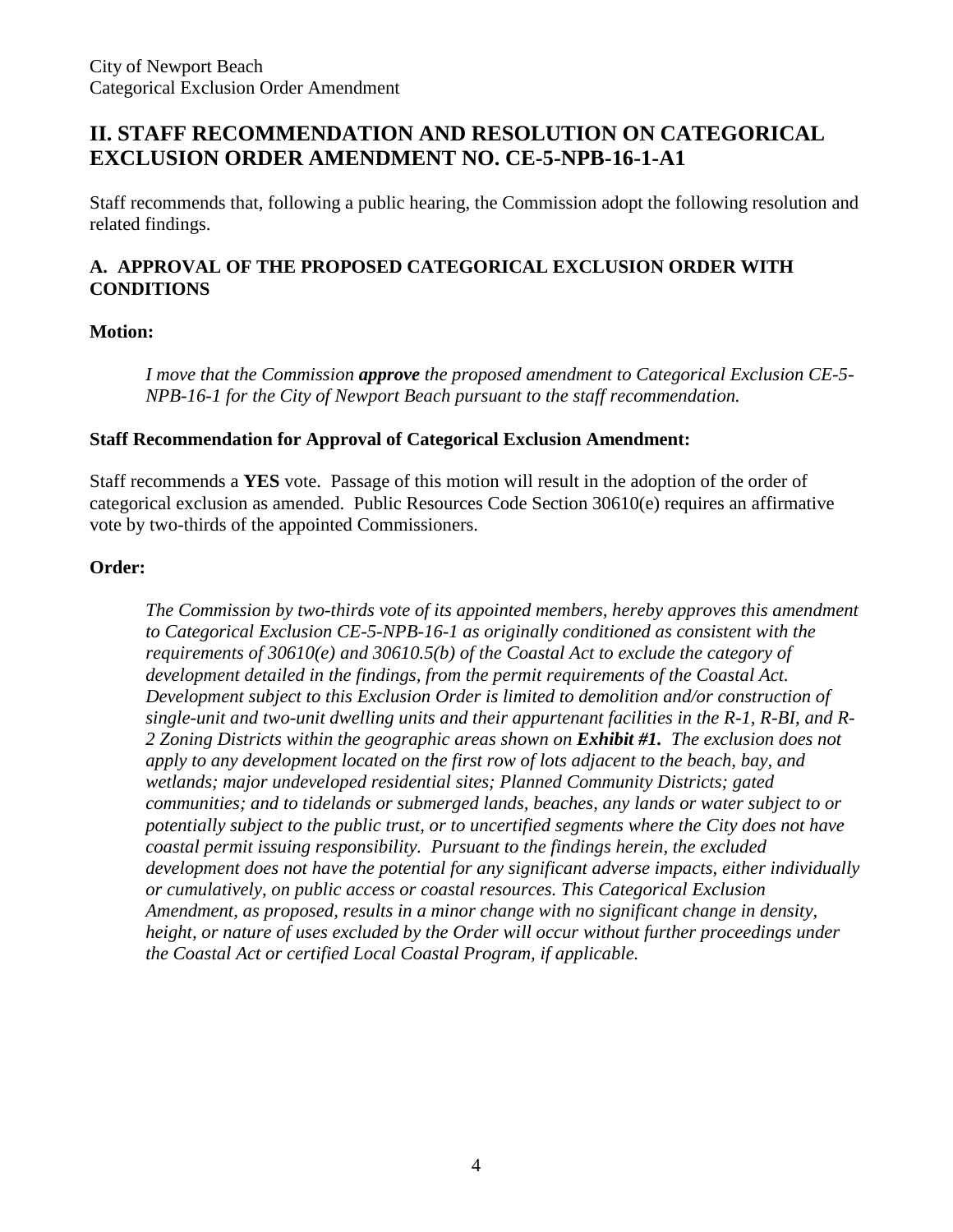## II. STAFF RECOMMENDATION AND RESOLUTION ON CATEGORICAL EXCLUSION ORDER AMENDMENT NO. CE-5-NPB-16-1-A1

Staff recommends that, following a public hearing, the Commission adopt the following resolution and related findings.

### A. APPROVAL OF THE PROPOSED CATEGORICAL EXCLUSION ORDER WITH CONDITIONS

**Motion:**

> *I move that the Commission **approve** the proposed amendment to Categorical Exclusion CE-5-NPB-16-1 for the City of Newport Beach pursuant to the staff recommendation.*

**Staff Recommendation for Approval of Categorical Exclusion Amendment:**

Staff recommends a **YES** vote. Passage of this motion will result in the adoption of the order of categorical exclusion as amended. Public Resources Code Section 30610(e) requires an affirmative vote by two-thirds of the appointed Commissioners.

**Order:**

> *The Commission by two-thirds vote of its appointed members, hereby approves this amendment to Categorical Exclusion CE-5-NPB-16-1 as originally conditioned as consistent with the requirements of 30610(e) and 30610.5(b) of the Coastal Act to exclude the category of development detailed in the findings, from the permit requirements of the Coastal Act. Development subject to this Exclusion Order is limited to demolition and/or construction of single-unit and two-unit dwelling units and their appurtenant facilities in the R-1, R-BI, and R-2 Zoning Districts within the geographic areas shown on **Exhibit #1.** The exclusion does not apply to any development located on the first row of lots adjacent to the beach, bay, and wetlands; major undeveloped residential sites; Planned Community Districts; gated communities; and to tidelands or submerged lands, beaches, any lands or water subject to or potentially subject to the public trust, or to uncertified segments where the City does not have coastal permit issuing responsibility. Pursuant to the findings herein, the excluded development does not have the potential for any significant adverse impacts, either individually or cumulatively, on public access or coastal resources. This Categorical Exclusion Amendment, as proposed, results in a minor change with no significant change in density, height, or nature of uses excluded by the Order will occur without further proceedings under the Coastal Act or certified Local Coastal Program, if applicable.*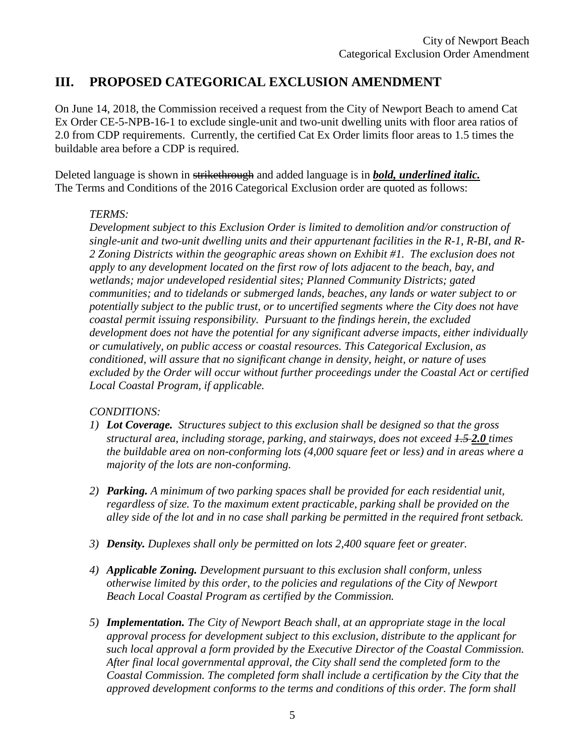## III. PROPOSED CATEGORICAL EXCLUSION AMENDMENT

On June 14, 2018, the Commission received a request from the City of Newport Beach to amend Cat Ex Order CE-5-NPB-16-1 to exclude single-unit and two-unit dwelling units with floor area ratios of 2.0 from CDP requirements. Currently, the certified Cat Ex Order limits floor areas to 1.5 times the buildable area before a CDP is required.

Deleted language is shown in ~~strikethrough~~ and added language is in ***<u>bold, underlined italic.</u>***
The Terms and Conditions of the 2016 Categorical Exclusion order are quoted as follows:

> *TERMS:*
> *Development subject to this Exclusion Order is limited to demolition and/or construction of single-unit and two-unit dwelling units and their appurtenant facilities in the R-1, R-BI, and R-2 Zoning Districts within the geographic areas shown on Exhibit #1. The exclusion does not apply to any development located on the first row of lots adjacent to the beach, bay, and wetlands; major undeveloped residential sites; Planned Community Districts; gated communities; and to tidelands or submerged lands, beaches, any lands or water subject to or potentially subject to the public trust, or to uncertified segments where the City does not have coastal permit issuing responsibility. Pursuant to the findings herein, the excluded development does not have the potential for any significant adverse impacts, either individually or cumulatively, on public access or coastal resources. This Categorical Exclusion, as conditioned, will assure that no significant change in density, height, or nature of uses excluded by the Order will occur without further proceedings under the Coastal Act or certified Local Coastal Program, if applicable.*
>
> *CONDITIONS:*
> 1) ***Lot Coverage.*** *Structures subject to this exclusion shall be designed so that the gross structural area, including storage, parking, and stairways, does not exceed ~~1.5~~* ***<u>2.0</u>*** *times the buildable area on non-conforming lots (4,000 square feet or less) and in areas where a majority of the lots are non-conforming.*
>
> 2) ***Parking.*** *A minimum of two parking spaces shall be provided for each residential unit, regardless of size. To the maximum extent practicable, parking shall be provided on the alley side of the lot and in no case shall parking be permitted in the required front setback.*
>
> 3) ***Density.*** *Duplexes shall only be permitted on lots 2,400 square feet or greater.*
>
> 4) ***Applicable Zoning.*** *Development pursuant to this exclusion shall conform, unless otherwise limited by this order, to the policies and regulations of the City of Newport Beach Local Coastal Program as certified by the Commission.*
>
> 5) ***Implementation.*** *The City of Newport Beach shall, at an appropriate stage in the local approval process for development subject to this exclusion, distribute to the applicant for such local approval a form provided by the Executive Director of the Coastal Commission. After final local governmental approval, the City shall send the completed form to the Coastal Commission. The completed form shall include a certification by the City that the approved development conforms to the terms and conditions of this order. The form shall*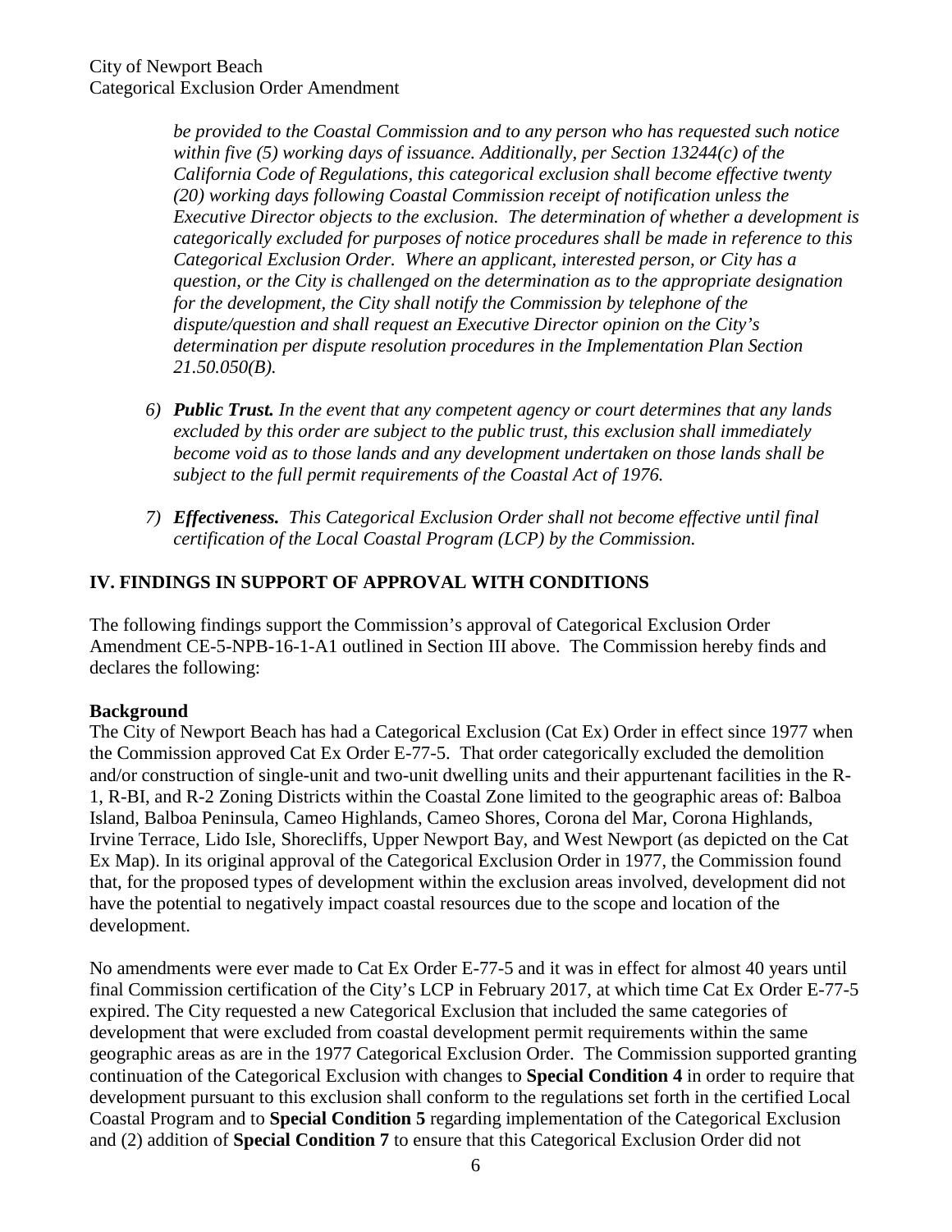*be provided to the Coastal Commission and to any person who has requested such notice within five (5) working days of issuance. Additionally, per Section 13244(c) of the California Code of Regulations, this categorical exclusion shall become effective twenty (20) working days following Coastal Commission receipt of notification unless the Executive Director objects to the exclusion. The determination of whether a development is categorically excluded for purposes of notice procedures shall be made in reference to this Categorical Exclusion Order. Where an applicant, interested person, or City has a question, or the City is challenged on the determination as to the appropriate designation for the development, the City shall notify the Commission by telephone of the dispute/question and shall request an Executive Director opinion on the City's determination per dispute resolution procedures in the Implementation Plan Section 21.50.050(B).*

6) ***Public Trust.*** *In the event that any competent agency or court determines that any lands excluded by this order are subject to the public trust, this exclusion shall immediately become void as to those lands and any development undertaken on those lands shall be subject to the full permit requirements of the Coastal Act of 1976.*

7) ***Effectiveness.*** *This Categorical Exclusion Order shall not become effective until final certification of the Local Coastal Program (LCP) by the Commission.*

## IV. FINDINGS IN SUPPORT OF APPROVAL WITH CONDITIONS

The following findings support the Commission's approval of Categorical Exclusion Order Amendment CE-5-NPB-16-1-A1 outlined in Section III above. The Commission hereby finds and declares the following:

**Background**

The City of Newport Beach has had a Categorical Exclusion (Cat Ex) Order in effect since 1977 when the Commission approved Cat Ex Order E-77-5. That order categorically excluded the demolition and/or construction of single-unit and two-unit dwelling units and their appurtenant facilities in the R-1, R-BI, and R-2 Zoning Districts within the Coastal Zone limited to the geographic areas of: Balboa Island, Balboa Peninsula, Cameo Highlands, Cameo Shores, Corona del Mar, Corona Highlands, Irvine Terrace, Lido Isle, Shorecliffs, Upper Newport Bay, and West Newport (as depicted on the Cat Ex Map). In its original approval of the Categorical Exclusion Order in 1977, the Commission found that, for the proposed types of development within the exclusion areas involved, development did not have the potential to negatively impact coastal resources due to the scope and location of the development.

No amendments were ever made to Cat Ex Order E-77-5 and it was in effect for almost 40 years until final Commission certification of the City's LCP in February 2017, at which time Cat Ex Order E-77-5 expired. The City requested a new Categorical Exclusion that included the same categories of development that were excluded from coastal development permit requirements within the same geographic areas as are in the 1977 Categorical Exclusion Order. The Commission supported granting continuation of the Categorical Exclusion with changes to **Special Condition 4** in order to require that development pursuant to this exclusion shall conform to the regulations set forth in the certified Local Coastal Program and to **Special Condition 5** regarding implementation of the Categorical Exclusion and (2) addition of **Special Condition 7** to ensure that this Categorical Exclusion Order did not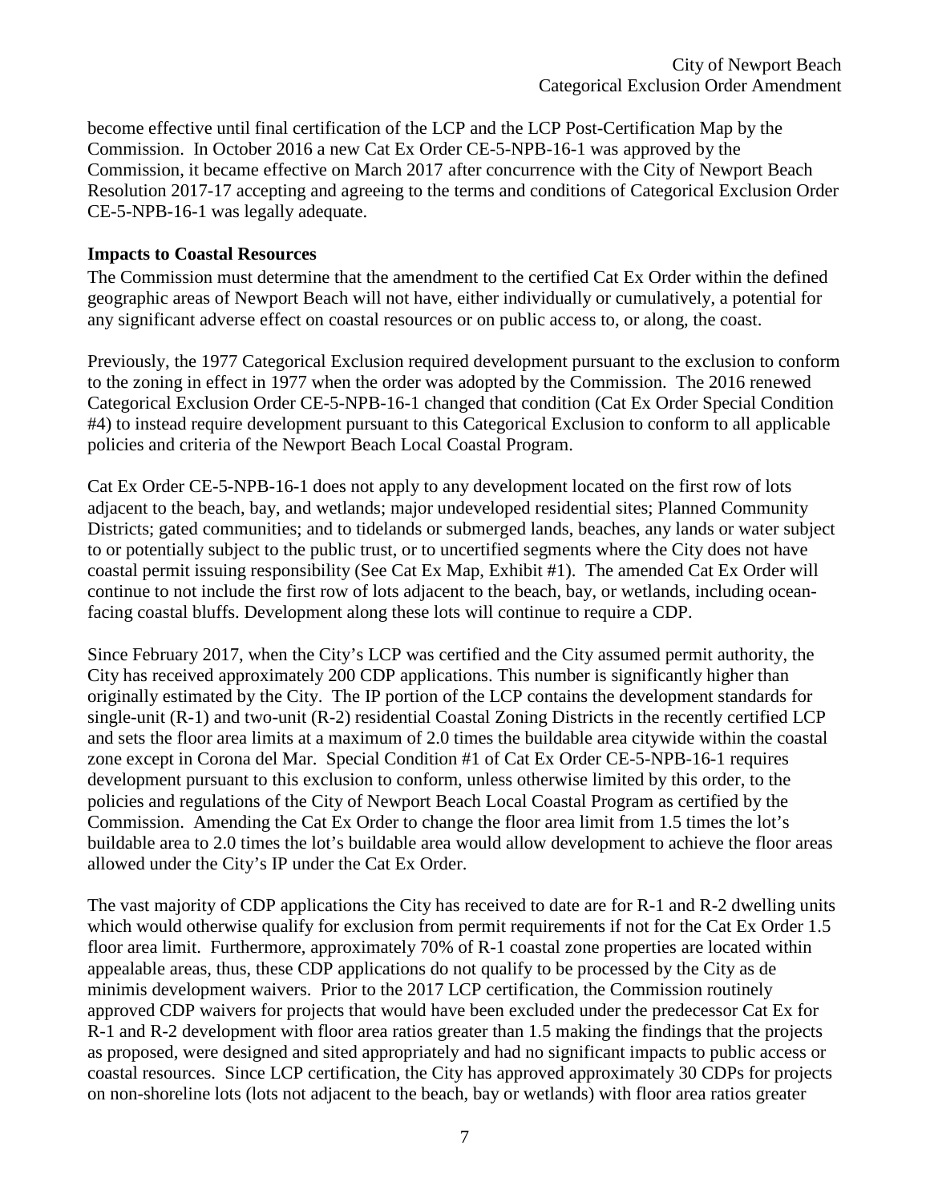become effective until final certification of the LCP and the LCP Post-Certification Map by the Commission. In October 2016 a new Cat Ex Order CE-5-NPB-16-1 was approved by the Commission, it became effective on March 2017 after concurrence with the City of Newport Beach Resolution 2017-17 accepting and agreeing to the terms and conditions of Categorical Exclusion Order CE-5-NPB-16-1 was legally adequate.

**Impacts to Coastal Resources**

The Commission must determine that the amendment to the certified Cat Ex Order within the defined geographic areas of Newport Beach will not have, either individually or cumulatively, a potential for any significant adverse effect on coastal resources or on public access to, or along, the coast.

Previously, the 1977 Categorical Exclusion required development pursuant to the exclusion to conform to the zoning in effect in 1977 when the order was adopted by the Commission. The 2016 renewed Categorical Exclusion Order CE-5-NPB-16-1 changed that condition (Cat Ex Order Special Condition #4) to instead require development pursuant to this Categorical Exclusion to conform to all applicable policies and criteria of the Newport Beach Local Coastal Program.

Cat Ex Order CE-5-NPB-16-1 does not apply to any development located on the first row of lots adjacent to the beach, bay, and wetlands; major undeveloped residential sites; Planned Community Districts; gated communities; and to tidelands or submerged lands, beaches, any lands or water subject to or potentially subject to the public trust, or to uncertified segments where the City does not have coastal permit issuing responsibility (See Cat Ex Map, Exhibit #1). The amended Cat Ex Order will continue to not include the first row of lots adjacent to the beach, bay, or wetlands, including ocean-facing coastal bluffs. Development along these lots will continue to require a CDP.

Since February 2017, when the City's LCP was certified and the City assumed permit authority, the City has received approximately 200 CDP applications. This number is significantly higher than originally estimated by the City. The IP portion of the LCP contains the development standards for single-unit (R-1) and two-unit (R-2) residential Coastal Zoning Districts in the recently certified LCP and sets the floor area limits at a maximum of 2.0 times the buildable area citywide within the coastal zone except in Corona del Mar. Special Condition #1 of Cat Ex Order CE-5-NPB-16-1 requires development pursuant to this exclusion to conform, unless otherwise limited by this order, to the policies and regulations of the City of Newport Beach Local Coastal Program as certified by the Commission. Amending the Cat Ex Order to change the floor area limit from 1.5 times the lot's buildable area to 2.0 times the lot's buildable area would allow development to achieve the floor areas allowed under the City's IP under the Cat Ex Order.

The vast majority of CDP applications the City has received to date are for R-1 and R-2 dwelling units which would otherwise qualify for exclusion from permit requirements if not for the Cat Ex Order 1.5 floor area limit. Furthermore, approximately 70% of R-1 coastal zone properties are located within appealable areas, thus, these CDP applications do not qualify to be processed by the City as de minimis development waivers. Prior to the 2017 LCP certification, the Commission routinely approved CDP waivers for projects that would have been excluded under the predecessor Cat Ex for R-1 and R-2 development with floor area ratios greater than 1.5 making the findings that the projects as proposed, were designed and sited appropriately and had no significant impacts to public access or coastal resources. Since LCP certification, the City has approved approximately 30 CDPs for projects on non-shoreline lots (lots not adjacent to the beach, bay or wetlands) with floor area ratios greater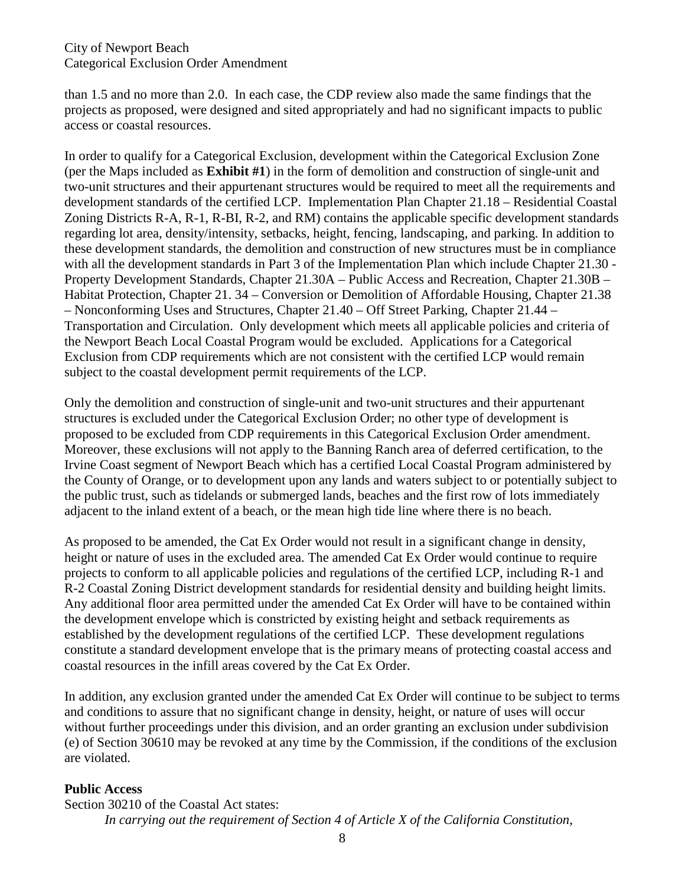than 1.5 and no more than 2.0. In each case, the CDP review also made the same findings that the projects as proposed, were designed and sited appropriately and had no significant impacts to public access or coastal resources.

In order to qualify for a Categorical Exclusion, development within the Categorical Exclusion Zone (per the Maps included as **Exhibit #1**) in the form of demolition and construction of single-unit and two-unit structures and their appurtenant structures would be required to meet all the requirements and development standards of the certified LCP. Implementation Plan Chapter 21.18 – Residential Coastal Zoning Districts R-A, R-1, R-BI, R-2, and RM) contains the applicable specific development standards regarding lot area, density/intensity, setbacks, height, fencing, landscaping, and parking. In addition to these development standards, the demolition and construction of new structures must be in compliance with all the development standards in Part 3 of the Implementation Plan which include Chapter 21.30 - Property Development Standards, Chapter 21.30A – Public Access and Recreation, Chapter 21.30B – Habitat Protection, Chapter 21. 34 – Conversion or Demolition of Affordable Housing, Chapter 21.38 – Nonconforming Uses and Structures, Chapter 21.40 – Off Street Parking, Chapter 21.44 – Transportation and Circulation. Only development which meets all applicable policies and criteria of the Newport Beach Local Coastal Program would be excluded. Applications for a Categorical Exclusion from CDP requirements which are not consistent with the certified LCP would remain subject to the coastal development permit requirements of the LCP.

Only the demolition and construction of single-unit and two-unit structures and their appurtenant structures is excluded under the Categorical Exclusion Order; no other type of development is proposed to be excluded from CDP requirements in this Categorical Exclusion Order amendment. Moreover, these exclusions will not apply to the Banning Ranch area of deferred certification, to the Irvine Coast segment of Newport Beach which has a certified Local Coastal Program administered by the County of Orange, or to development upon any lands and waters subject to or potentially subject to the public trust, such as tidelands or submerged lands, beaches and the first row of lots immediately adjacent to the inland extent of a beach, or the mean high tide line where there is no beach.

As proposed to be amended, the Cat Ex Order would not result in a significant change in density, height or nature of uses in the excluded area. The amended Cat Ex Order would continue to require projects to conform to all applicable policies and regulations of the certified LCP, including R-1 and R-2 Coastal Zoning District development standards for residential density and building height limits. Any additional floor area permitted under the amended Cat Ex Order will have to be contained within the development envelope which is constricted by existing height and setback requirements as established by the development regulations of the certified LCP. These development regulations constitute a standard development envelope that is the primary means of protecting coastal access and coastal resources in the infill areas covered by the Cat Ex Order.

In addition, any exclusion granted under the amended Cat Ex Order will continue to be subject to terms and conditions to assure that no significant change in density, height, or nature of uses will occur without further proceedings under this division, and an order granting an exclusion under subdivision (e) of Section 30610 may be revoked at any time by the Commission, if the conditions of the exclusion are violated.

**Public Access**

Section 30210 of the Coastal Act states:

*In carrying out the requirement of Section 4 of Article X of the California Constitution,*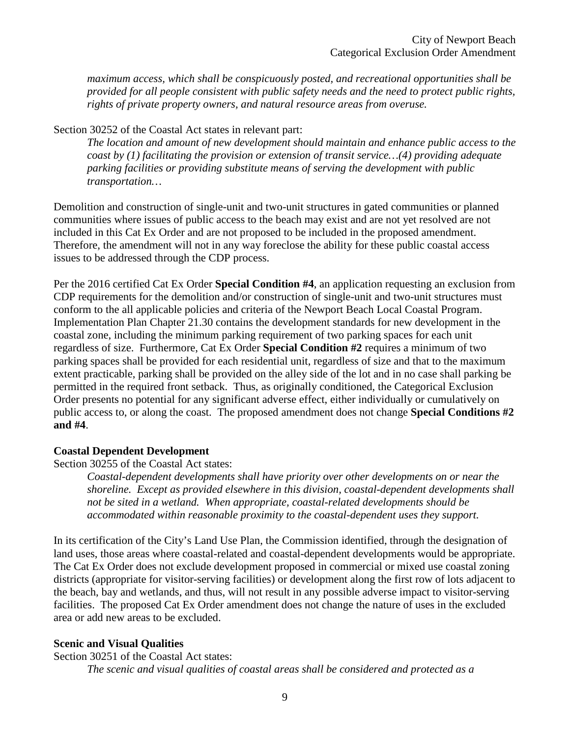*maximum access, which shall be conspicuously posted, and recreational opportunities shall be provided for all people consistent with public safety needs and the need to protect public rights, rights of private property owners, and natural resource areas from overuse.*

Section 30252 of the Coastal Act states in relevant part:

*The location and amount of new development should maintain and enhance public access to the coast by (1) facilitating the provision or extension of transit service…(4) providing adequate parking facilities or providing substitute means of serving the development with public transportation…*

Demolition and construction of single-unit and two-unit structures in gated communities or planned communities where issues of public access to the beach may exist and are not yet resolved are not included in this Cat Ex Order and are not proposed to be included in the proposed amendment. Therefore, the amendment will not in any way foreclose the ability for these public coastal access issues to be addressed through the CDP process.

Per the 2016 certified Cat Ex Order **Special Condition #4**, an application requesting an exclusion from CDP requirements for the demolition and/or construction of single-unit and two-unit structures must conform to the all applicable policies and criteria of the Newport Beach Local Coastal Program. Implementation Plan Chapter 21.30 contains the development standards for new development in the coastal zone, including the minimum parking requirement of two parking spaces for each unit regardless of size. Furthermore, Cat Ex Order **Special Condition #2** requires a minimum of two parking spaces shall be provided for each residential unit, regardless of size and that to the maximum extent practicable, parking shall be provided on the alley side of the lot and in no case shall parking be permitted in the required front setback. Thus, as originally conditioned, the Categorical Exclusion Order presents no potential for any significant adverse effect, either individually or cumulatively on public access to, or along the coast. The proposed amendment does not change **Special Conditions #2 and #4**.

**Coastal Dependent Development**

Section 30255 of the Coastal Act states:

*Coastal-dependent developments shall have priority over other developments on or near the shoreline. Except as provided elsewhere in this division, coastal-dependent developments shall not be sited in a wetland. When appropriate, coastal-related developments should be accommodated within reasonable proximity to the coastal-dependent uses they support.*

In its certification of the City's Land Use Plan, the Commission identified, through the designation of land uses, those areas where coastal-related and coastal-dependent developments would be appropriate. The Cat Ex Order does not exclude development proposed in commercial or mixed use coastal zoning districts (appropriate for visitor-serving facilities) or development along the first row of lots adjacent to the beach, bay and wetlands, and thus, will not result in any possible adverse impact to visitor-serving facilities. The proposed Cat Ex Order amendment does not change the nature of uses in the excluded area or add new areas to be excluded.

**Scenic and Visual Qualities**

Section 30251 of the Coastal Act states:

*The scenic and visual qualities of coastal areas shall be considered and protected as a*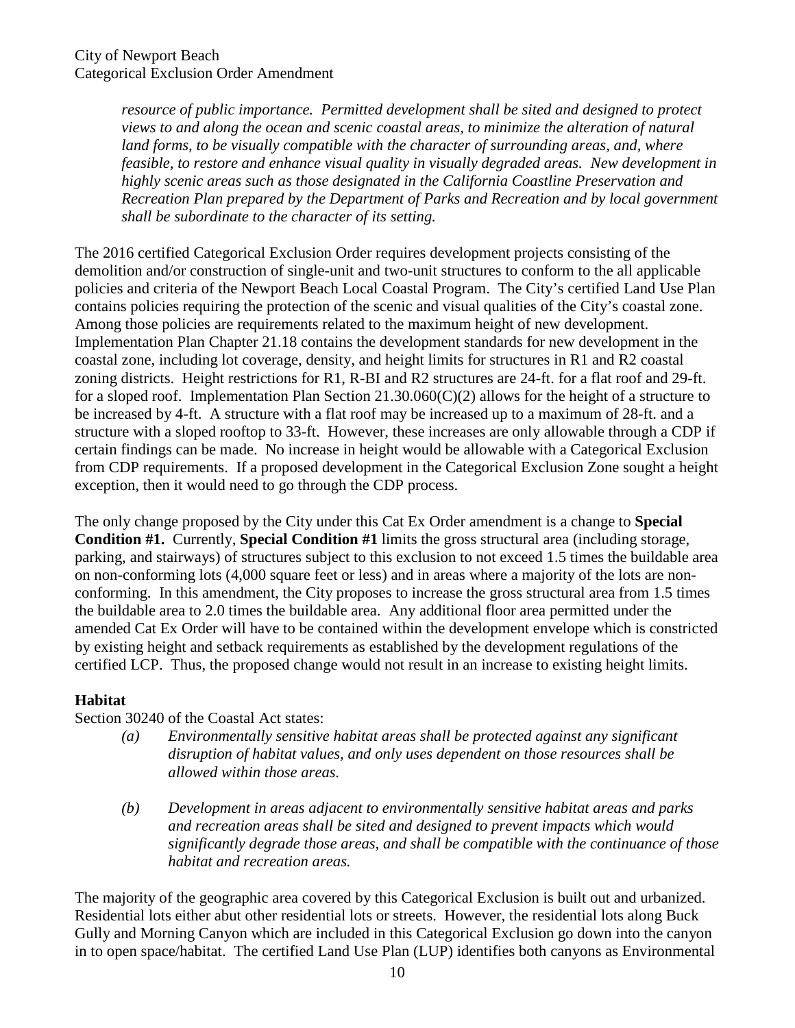*resource of public importance. Permitted development shall be sited and designed to protect views to and along the ocean and scenic coastal areas, to minimize the alteration of natural land forms, to be visually compatible with the character of surrounding areas, and, where feasible, to restore and enhance visual quality in visually degraded areas. New development in highly scenic areas such as those designated in the California Coastline Preservation and Recreation Plan prepared by the Department of Parks and Recreation and by local government shall be subordinate to the character of its setting.*

The 2016 certified Categorical Exclusion Order requires development projects consisting of the demolition and/or construction of single-unit and two-unit structures to conform to the all applicable policies and criteria of the Newport Beach Local Coastal Program. The City's certified Land Use Plan contains policies requiring the protection of the scenic and visual qualities of the City's coastal zone. Among those policies are requirements related to the maximum height of new development. Implementation Plan Chapter 21.18 contains the development standards for new development in the coastal zone, including lot coverage, density, and height limits for structures in R1 and R2 coastal zoning districts. Height restrictions for R1, R-BI and R2 structures are 24-ft. for a flat roof and 29-ft. for a sloped roof. Implementation Plan Section 21.30.060(C)(2) allows for the height of a structure to be increased by 4-ft. A structure with a flat roof may be increased up to a maximum of 28-ft. and a structure with a sloped rooftop to 33-ft. However, these increases are only allowable through a CDP if certain findings can be made. No increase in height would be allowable with a Categorical Exclusion from CDP requirements. If a proposed development in the Categorical Exclusion Zone sought a height exception, then it would need to go through the CDP process.

The only change proposed by the City under this Cat Ex Order amendment is a change to **Special Condition #1.** Currently, **Special Condition #1** limits the gross structural area (including storage, parking, and stairways) of structures subject to this exclusion to not exceed 1.5 times the buildable area on non-conforming lots (4,000 square feet or less) and in areas where a majority of the lots are non-conforming. In this amendment, the City proposes to increase the gross structural area from 1.5 times the buildable area to 2.0 times the buildable area. Any additional floor area permitted under the amended Cat Ex Order will have to be contained within the development envelope which is constricted by existing height and setback requirements as established by the development regulations of the certified LCP. Thus, the proposed change would not result in an increase to existing height limits.

**Habitat**

Section 30240 of the Coastal Act states:

*(a) Environmentally sensitive habitat areas shall be protected against any significant disruption of habitat values, and only uses dependent on those resources shall be allowed within those areas.*

*(b) Development in areas adjacent to environmentally sensitive habitat areas and parks and recreation areas shall be sited and designed to prevent impacts which would significantly degrade those areas, and shall be compatible with the continuance of those habitat and recreation areas.*

The majority of the geographic area covered by this Categorical Exclusion is built out and urbanized. Residential lots either abut other residential lots or streets. However, the residential lots along Buck Gully and Morning Canyon which are included in this Categorical Exclusion go down into the canyon in to open space/habitat. The certified Land Use Plan (LUP) identifies both canyons as Environmental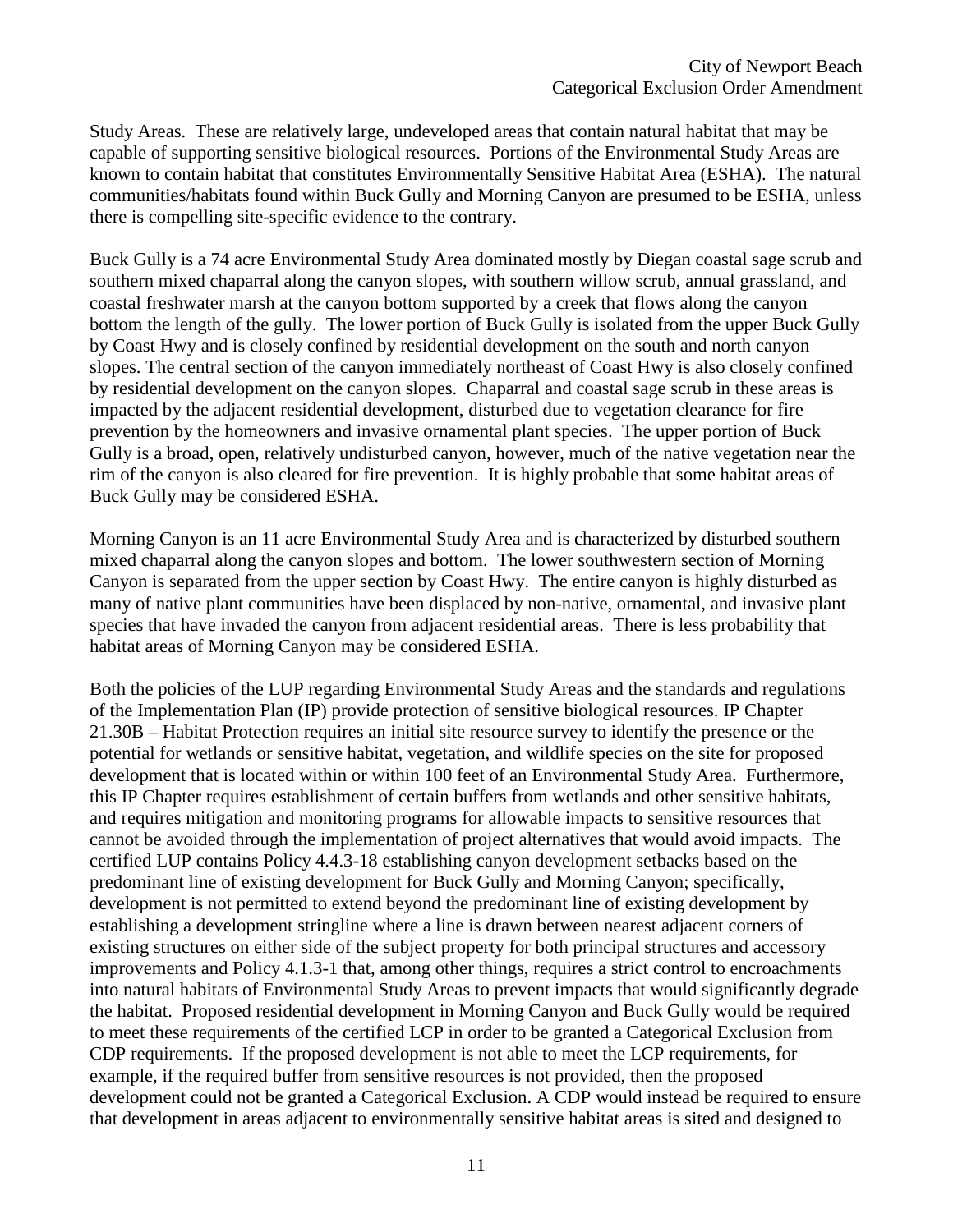Study Areas. These are relatively large, undeveloped areas that contain natural habitat that may be capable of supporting sensitive biological resources. Portions of the Environmental Study Areas are known to contain habitat that constitutes Environmentally Sensitive Habitat Area (ESHA). The natural communities/habitats found within Buck Gully and Morning Canyon are presumed to be ESHA, unless there is compelling site-specific evidence to the contrary.

Buck Gully is a 74 acre Environmental Study Area dominated mostly by Diegan coastal sage scrub and southern mixed chaparral along the canyon slopes, with southern willow scrub, annual grassland, and coastal freshwater marsh at the canyon bottom supported by a creek that flows along the canyon bottom the length of the gully. The lower portion of Buck Gully is isolated from the upper Buck Gully by Coast Hwy and is closely confined by residential development on the south and north canyon slopes. The central section of the canyon immediately northeast of Coast Hwy is also closely confined by residential development on the canyon slopes. Chaparral and coastal sage scrub in these areas is impacted by the adjacent residential development, disturbed due to vegetation clearance for fire prevention by the homeowners and invasive ornamental plant species. The upper portion of Buck Gully is a broad, open, relatively undisturbed canyon, however, much of the native vegetation near the rim of the canyon is also cleared for fire prevention. It is highly probable that some habitat areas of Buck Gully may be considered ESHA.

Morning Canyon is an 11 acre Environmental Study Area and is characterized by disturbed southern mixed chaparral along the canyon slopes and bottom. The lower southwestern section of Morning Canyon is separated from the upper section by Coast Hwy. The entire canyon is highly disturbed as many of native plant communities have been displaced by non-native, ornamental, and invasive plant species that have invaded the canyon from adjacent residential areas. There is less probability that habitat areas of Morning Canyon may be considered ESHA.

Both the policies of the LUP regarding Environmental Study Areas and the standards and regulations of the Implementation Plan (IP) provide protection of sensitive biological resources. IP Chapter 21.30B – Habitat Protection requires an initial site resource survey to identify the presence or the potential for wetlands or sensitive habitat, vegetation, and wildlife species on the site for proposed development that is located within or within 100 feet of an Environmental Study Area. Furthermore, this IP Chapter requires establishment of certain buffers from wetlands and other sensitive habitats, and requires mitigation and monitoring programs for allowable impacts to sensitive resources that cannot be avoided through the implementation of project alternatives that would avoid impacts. The certified LUP contains Policy 4.4.3-18 establishing canyon development setbacks based on the predominant line of existing development for Buck Gully and Morning Canyon; specifically, development is not permitted to extend beyond the predominant line of existing development by establishing a development stringline where a line is drawn between nearest adjacent corners of existing structures on either side of the subject property for both principal structures and accessory improvements and Policy 4.1.3-1 that, among other things, requires a strict control to encroachments into natural habitats of Environmental Study Areas to prevent impacts that would significantly degrade the habitat. Proposed residential development in Morning Canyon and Buck Gully would be required to meet these requirements of the certified LCP in order to be granted a Categorical Exclusion from CDP requirements. If the proposed development is not able to meet the LCP requirements, for example, if the required buffer from sensitive resources is not provided, then the proposed development could not be granted a Categorical Exclusion. A CDP would instead be required to ensure that development in areas adjacent to environmentally sensitive habitat areas is sited and designed to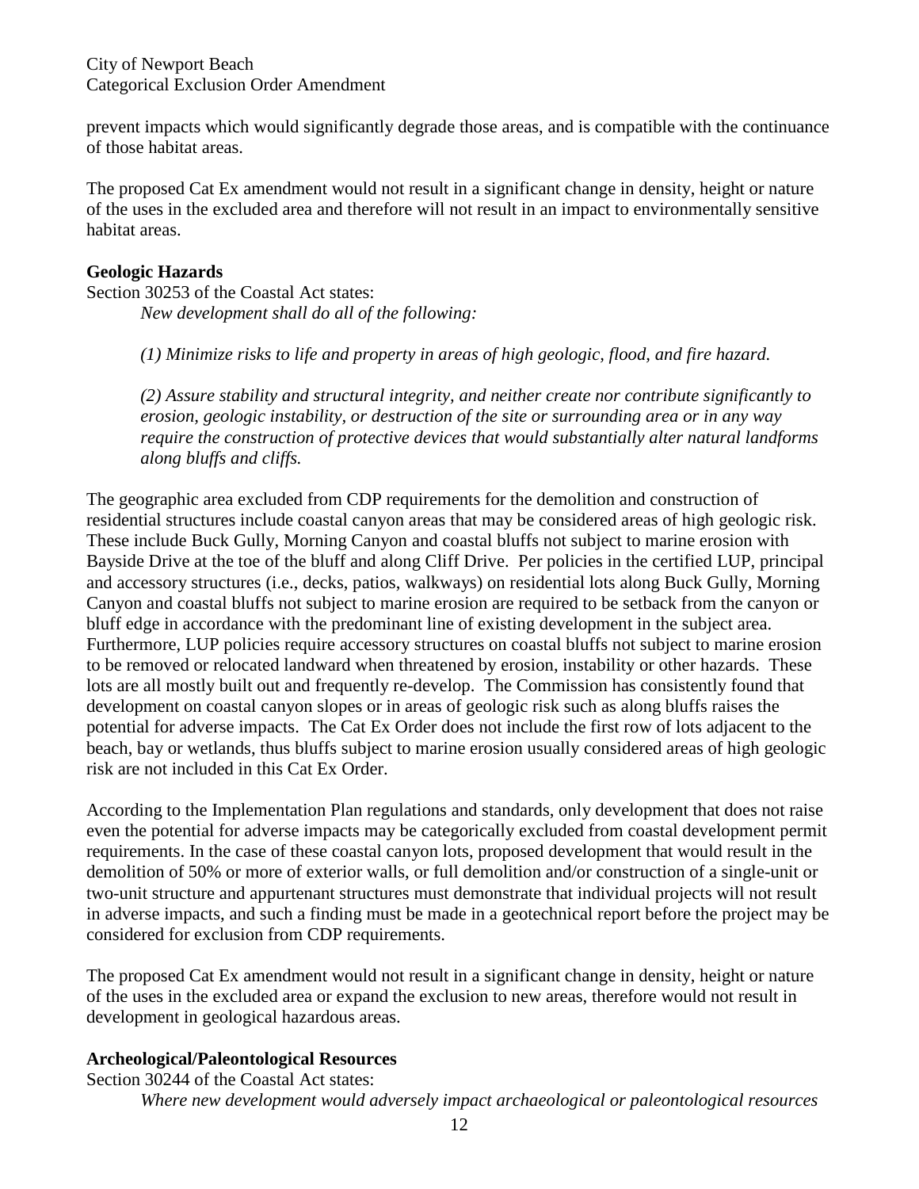prevent impacts which would significantly degrade those areas, and is compatible with the continuance of those habitat areas.

The proposed Cat Ex amendment would not result in a significant change in density, height or nature of the uses in the excluded area and therefore will not result in an impact to environmentally sensitive habitat areas.

**Geologic Hazards**

Section 30253 of the Coastal Act states:

> *New development shall do all of the following:*
>
> *(1) Minimize risks to life and property in areas of high geologic, flood, and fire hazard.*
>
> *(2) Assure stability and structural integrity, and neither create nor contribute significantly to erosion, geologic instability, or destruction of the site or surrounding area or in any way require the construction of protective devices that would substantially alter natural landforms along bluffs and cliffs.*

The geographic area excluded from CDP requirements for the demolition and construction of residential structures include coastal canyon areas that may be considered areas of high geologic risk. These include Buck Gully, Morning Canyon and coastal bluffs not subject to marine erosion with Bayside Drive at the toe of the bluff and along Cliff Drive. Per policies in the certified LUP, principal and accessory structures (i.e., decks, patios, walkways) on residential lots along Buck Gully, Morning Canyon and coastal bluffs not subject to marine erosion are required to be setback from the canyon or bluff edge in accordance with the predominant line of existing development in the subject area. Furthermore, LUP policies require accessory structures on coastal bluffs not subject to marine erosion to be removed or relocated landward when threatened by erosion, instability or other hazards. These lots are all mostly built out and frequently re-develop. The Commission has consistently found that development on coastal canyon slopes or in areas of geologic risk such as along bluffs raises the potential for adverse impacts. The Cat Ex Order does not include the first row of lots adjacent to the beach, bay or wetlands, thus bluffs subject to marine erosion usually considered areas of high geologic risk are not included in this Cat Ex Order.

According to the Implementation Plan regulations and standards, only development that does not raise even the potential for adverse impacts may be categorically excluded from coastal development permit requirements. In the case of these coastal canyon lots, proposed development that would result in the demolition of 50% or more of exterior walls, or full demolition and/or construction of a single-unit or two-unit structure and appurtenant structures must demonstrate that individual projects will not result in adverse impacts, and such a finding must be made in a geotechnical report before the project may be considered for exclusion from CDP requirements.

The proposed Cat Ex amendment would not result in a significant change in density, height or nature of the uses in the excluded area or expand the exclusion to new areas, therefore would not result in development in geological hazardous areas.

**Archeological/Paleontological Resources**

Section 30244 of the Coastal Act states:

> *Where new development would adversely impact archaeological or paleontological resources*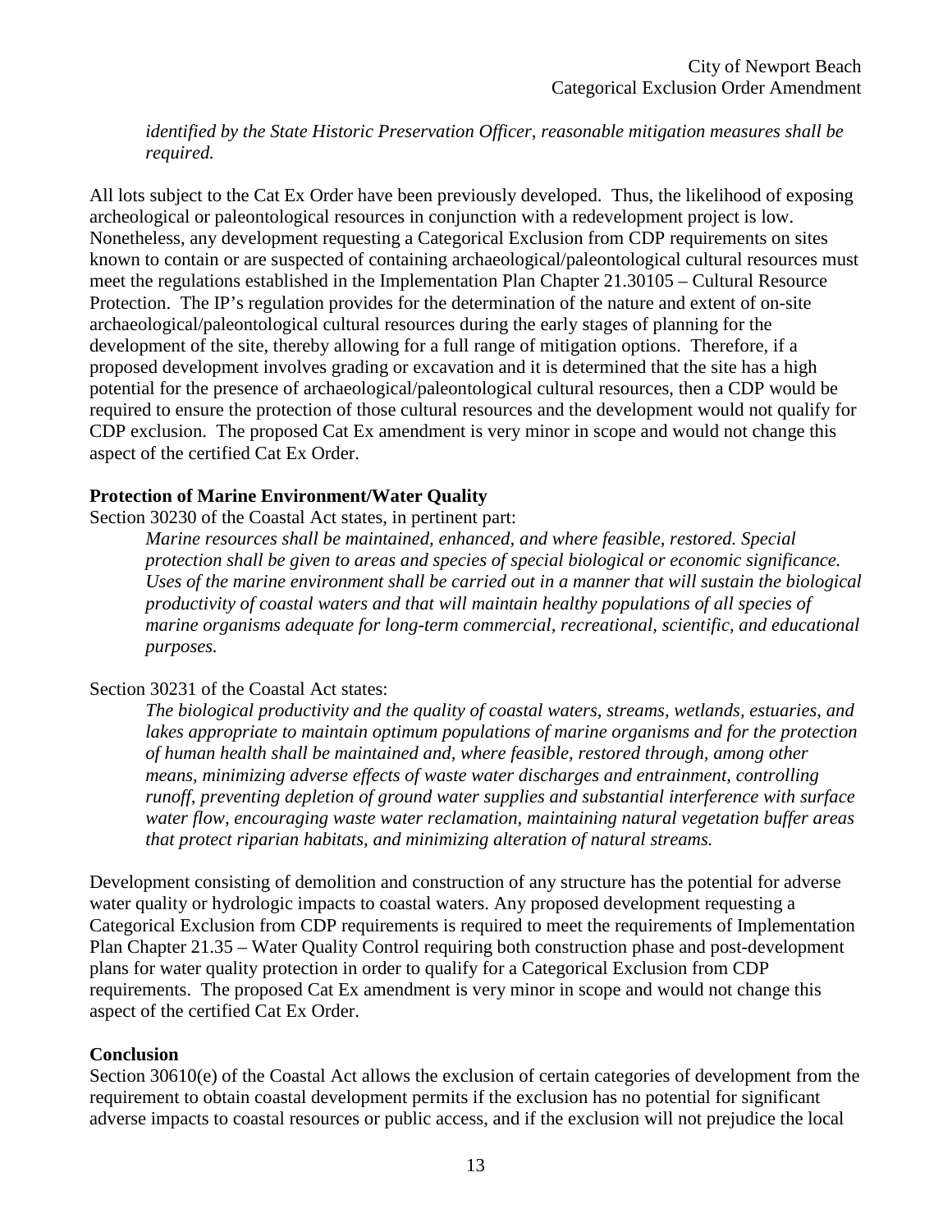*identified by the State Historic Preservation Officer, reasonable mitigation measures shall be required.*

All lots subject to the Cat Ex Order have been previously developed. Thus, the likelihood of exposing archeological or paleontological resources in conjunction with a redevelopment project is low. Nonetheless, any development requesting a Categorical Exclusion from CDP requirements on sites known to contain or are suspected of containing archaeological/paleontological cultural resources must meet the regulations established in the Implementation Plan Chapter 21.30105 – Cultural Resource Protection. The IP's regulation provides for the determination of the nature and extent of on-site archaeological/paleontological cultural resources during the early stages of planning for the development of the site, thereby allowing for a full range of mitigation options. Therefore, if a proposed development involves grading or excavation and it is determined that the site has a high potential for the presence of archaeological/paleontological cultural resources, then a CDP would be required to ensure the protection of those cultural resources and the development would not qualify for CDP exclusion. The proposed Cat Ex amendment is very minor in scope and would not change this aspect of the certified Cat Ex Order.

**Protection of Marine Environment/Water Quality**

Section 30230 of the Coastal Act states, in pertinent part:

> *Marine resources shall be maintained, enhanced, and where feasible, restored. Special protection shall be given to areas and species of special biological or economic significance. Uses of the marine environment shall be carried out in a manner that will sustain the biological productivity of coastal waters and that will maintain healthy populations of all species of marine organisms adequate for long-term commercial, recreational, scientific, and educational purposes.*

Section 30231 of the Coastal Act states:

> *The biological productivity and the quality of coastal waters, streams, wetlands, estuaries, and lakes appropriate to maintain optimum populations of marine organisms and for the protection of human health shall be maintained and, where feasible, restored through, among other means, minimizing adverse effects of waste water discharges and entrainment, controlling runoff, preventing depletion of ground water supplies and substantial interference with surface water flow, encouraging waste water reclamation, maintaining natural vegetation buffer areas that protect riparian habitats, and minimizing alteration of natural streams.*

Development consisting of demolition and construction of any structure has the potential for adverse water quality or hydrologic impacts to coastal waters. Any proposed development requesting a Categorical Exclusion from CDP requirements is required to meet the requirements of Implementation Plan Chapter 21.35 – Water Quality Control requiring both construction phase and post-development plans for water quality protection in order to qualify for a Categorical Exclusion from CDP requirements. The proposed Cat Ex amendment is very minor in scope and would not change this aspect of the certified Cat Ex Order.

**Conclusion**

Section 30610(e) of the Coastal Act allows the exclusion of certain categories of development from the requirement to obtain coastal development permits if the exclusion has no potential for significant adverse impacts to coastal resources or public access, and if the exclusion will not prejudice the local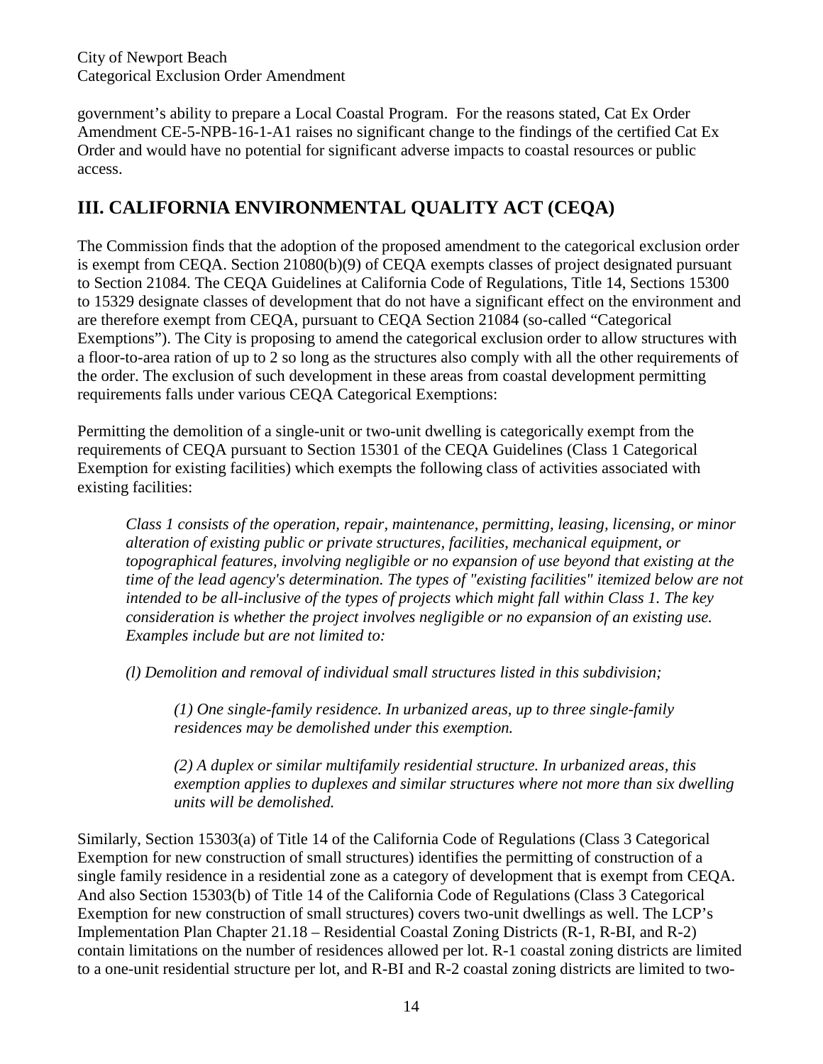government's ability to prepare a Local Coastal Program. For the reasons stated, Cat Ex Order Amendment CE-5-NPB-16-1-A1 raises no significant change to the findings of the certified Cat Ex Order and would have no potential for significant adverse impacts to coastal resources or public access.

## III. CALIFORNIA ENVIRONMENTAL QUALITY ACT (CEQA)

The Commission finds that the adoption of the proposed amendment to the categorical exclusion order is exempt from CEQA. Section 21080(b)(9) of CEQA exempts classes of project designated pursuant to Section 21084. The CEQA Guidelines at California Code of Regulations, Title 14, Sections 15300 to 15329 designate classes of development that do not have a significant effect on the environment and are therefore exempt from CEQA, pursuant to CEQA Section 21084 (so-called "Categorical Exemptions"). The City is proposing to amend the categorical exclusion order to allow structures with a floor-to-area ration of up to 2 so long as the structures also comply with all the other requirements of the order. The exclusion of such development in these areas from coastal development permitting requirements falls under various CEQA Categorical Exemptions:

Permitting the demolition of a single-unit or two-unit dwelling is categorically exempt from the requirements of CEQA pursuant to Section 15301 of the CEQA Guidelines (Class 1 Categorical Exemption for existing facilities) which exempts the following class of activities associated with existing facilities:

> *Class 1 consists of the operation, repair, maintenance, permitting, leasing, licensing, or minor alteration of existing public or private structures, facilities, mechanical equipment, or topographical features, involving negligible or no expansion of use beyond that existing at the time of the lead agency's determination. The types of "existing facilities" itemized below are not intended to be all-inclusive of the types of projects which might fall within Class 1. The key consideration is whether the project involves negligible or no expansion of an existing use. Examples include but are not limited to:*
>
> *(l) Demolition and removal of individual small structures listed in this subdivision;*
>
> > *(1) One single-family residence. In urbanized areas, up to three single-family residences may be demolished under this exemption.*
> >
> > *(2) A duplex or similar multifamily residential structure. In urbanized areas, this exemption applies to duplexes and similar structures where not more than six dwelling units will be demolished.*

Similarly, Section 15303(a) of Title 14 of the California Code of Regulations (Class 3 Categorical Exemption for new construction of small structures) identifies the permitting of construction of a single family residence in a residential zone as a category of development that is exempt from CEQA. And also Section 15303(b) of Title 14 of the California Code of Regulations (Class 3 Categorical Exemption for new construction of small structures) covers two-unit dwellings as well. The LCP's Implementation Plan Chapter 21.18 – Residential Coastal Zoning Districts (R-1, R-BI, and R-2) contain limitations on the number of residences allowed per lot. R-1 coastal zoning districts are limited to a one-unit residential structure per lot, and R-BI and R-2 coastal zoning districts are limited to two-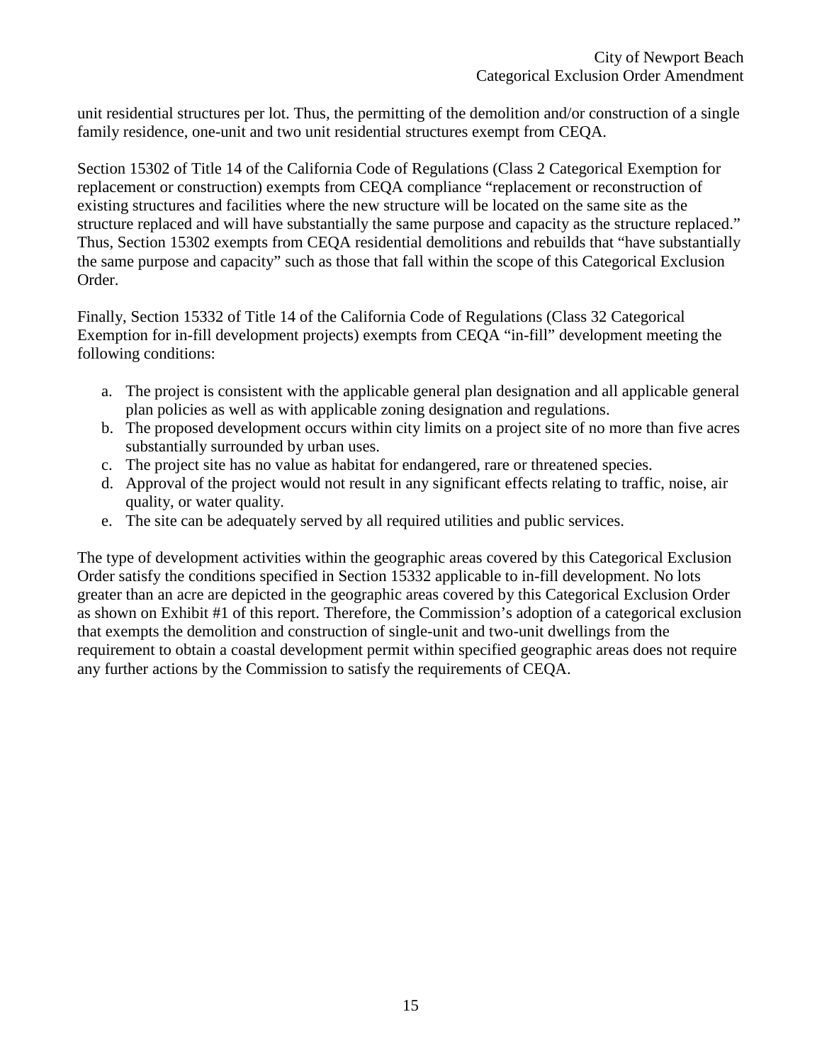unit residential structures per lot. Thus, the permitting of the demolition and/or construction of a single family residence, one-unit and two unit residential structures exempt from CEQA.

Section 15302 of Title 14 of the California Code of Regulations (Class 2 Categorical Exemption for replacement or construction) exempts from CEQA compliance "replacement or reconstruction of existing structures and facilities where the new structure will be located on the same site as the structure replaced and will have substantially the same purpose and capacity as the structure replaced." Thus, Section 15302 exempts from CEQA residential demolitions and rebuilds that "have substantially the same purpose and capacity" such as those that fall within the scope of this Categorical Exclusion Order.

Finally, Section 15332 of Title 14 of the California Code of Regulations (Class 32 Categorical Exemption for in-fill development projects) exempts from CEQA "in-fill" development meeting the following conditions:

a. The project is consistent with the applicable general plan designation and all applicable general plan policies as well as with applicable zoning designation and regulations.
b. The proposed development occurs within city limits on a project site of no more than five acres substantially surrounded by urban uses.
c. The project site has no value as habitat for endangered, rare or threatened species.
d. Approval of the project would not result in any significant effects relating to traffic, noise, air quality, or water quality.
e. The site can be adequately served by all required utilities and public services.

The type of development activities within the geographic areas covered by this Categorical Exclusion Order satisfy the conditions specified in Section 15332 applicable to in-fill development. No lots greater than an acre are depicted in the geographic areas covered by this Categorical Exclusion Order as shown on Exhibit #1 of this report. Therefore, the Commission's adoption of a categorical exclusion that exempts the demolition and construction of single-unit and two-unit dwellings from the requirement to obtain a coastal development permit within specified geographic areas does not require any further actions by the Commission to satisfy the requirements of CEQA.